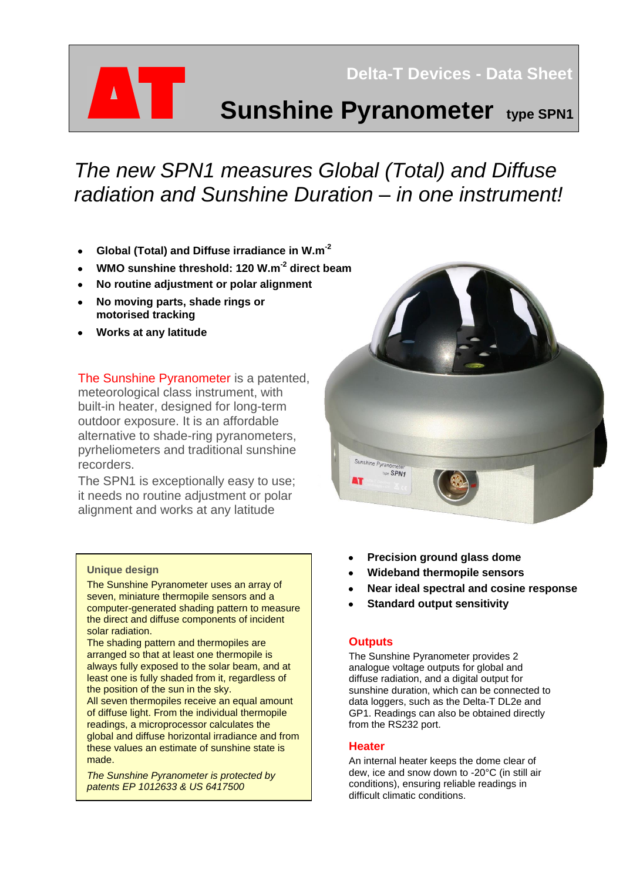Delta-T Devices - Data Sheet

# Sunshine Pyranometer type SPN1

*The new SPN1 measures Global (Total) and Diffuse radiation and Sunshine Duration – in one instrument!*

- **Global (Total) and Diffuse irradiance in W.m$^{-2}$**
- **WMO sunshine threshold: 120 W.m$^{-2}$ direct beam**
- **No routine adjustment or polar alignment**
- **No moving parts, shade rings or motorised tracking**
- **Works at any latitude**

The Sunshine Pyranometer is a patented, meteorological class instrument, with built-in heater, designed for long-term outdoor exposure. It is an affordable alternative to shade-ring pyranometers, pyrheliometers and traditional sunshine recorders.

The SPN1 is exceptionally easy to use; it needs no routine adjustment or polar alignment and works at any latitude

### Unique design

The Sunshine Pyranometer uses an array of seven, miniature thermopile sensors and a computer-generated shading pattern to measure the direct and diffuse components of incident solar radiation.

The shading pattern and thermopiles are arranged so that at least one thermopile is always fully exposed to the solar beam, and at least one is fully shaded from it, regardless of the position of the sun in the sky.

All seven thermopiles receive an equal amount of diffuse light. From the individual thermopile readings, a microprocessor calculates the global and diffuse horizontal irradiance and from these values an estimate of sunshine state is made.

*The Sunshine Pyranometer is protected by patents EP 1012633 & US 6417500*

- **Precision ground glass dome**
- **Wideband thermopile sensors**
- **Near ideal spectral and cosine response**
- **Standard output sensitivity**

## Outputs

The Sunshine Pyranometer provides 2 analogue voltage outputs for global and diffuse radiation, and a digital output for sunshine duration, which can be connected to data loggers, such as the Delta-T DL2e and GP1. Readings can also be obtained directly from the RS232 port.

## Heater

An internal heater keeps the dome clear of dew, ice and snow down to -20°C (in still air conditions), ensuring reliable readings in difficult climatic conditions.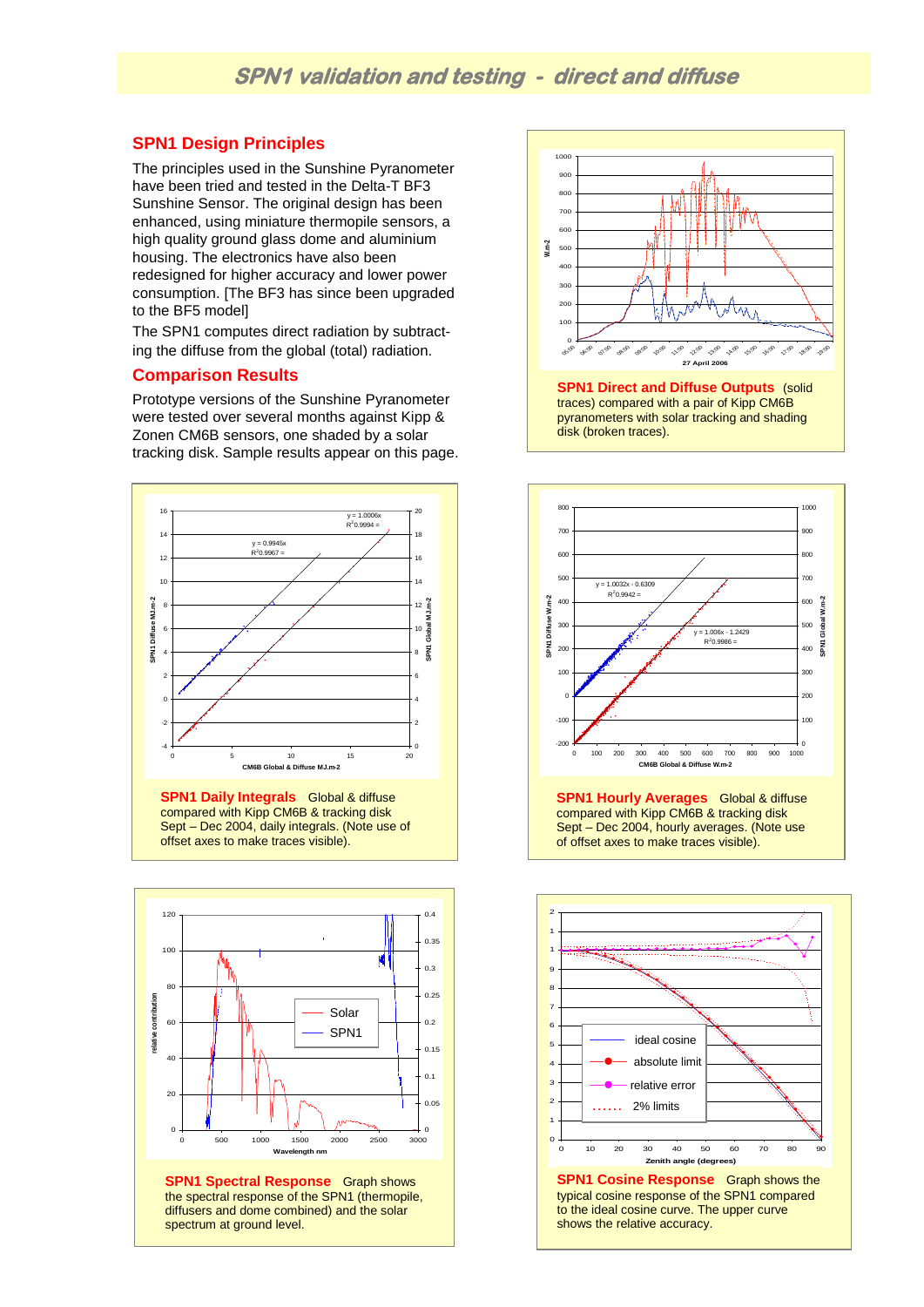# SPN1 validation and testing - direct and diffuse

## SPN1 Design Principles

The principles used in the Sunshine Pyranometer have been tried and tested in the Delta-T BF3 Sunshine Sensor. The original design has been enhanced, using miniature thermopile sensors, a high quality ground glass dome and aluminium housing. The electronics have also been redesigned for higher accuracy and lower power consumption. [The BF3 has since been upgraded to the BF5 model]

The SPN1 computes direct radiation by subtracting the diffuse from the global (total) radiation.

## Comparison Results

Prototype versions of the Sunshine Pyranometer were tested over several months against Kipp & Zonen CM6B sensors, one shaded by a solar tracking disk. Sample results appear on this page.

**SPN1 Direct and Diffuse Outputs** (solid traces) compared with a pair of Kipp CM6B pyranometers with solar tracking and shading disk (broken traces).

**SPN1 Daily Integrals** Global & diffuse compared with Kipp CM6B & tracking disk Sept – Dec 2004, daily integrals. (Note use of offset axes to make traces visible).

**SPN1 Hourly Averages** Global & diffuse compared with Kipp CM6B & tracking disk Sept – Dec 2004, hourly averages. (Note use of offset axes to make traces visible).

**SPN1 Spectral Response** Graph shows the spectral response of the SPN1 (thermopile, diffusers and dome combined) and the solar spectrum at ground level.

**SPN1 Cosine Response** Graph shows the typical cosine response of the SPN1 compared to the ideal cosine curve. The upper curve shows the relative accuracy.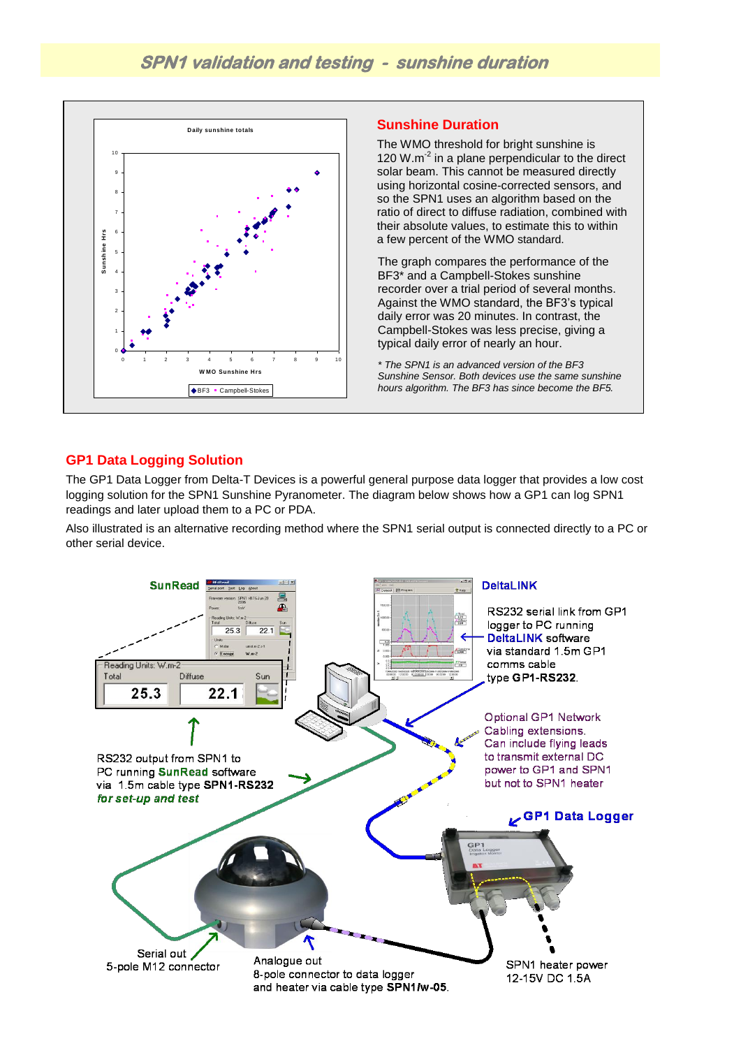# SPN1 validation and testing - sunshine duration

## Sunshine Duration

The WMO threshold for bright sunshine is 120 W.m$^{-2}$ in a plane perpendicular to the direct solar beam. This cannot be measured directly using horizontal cosine-corrected sensors, and so the SPN1 uses an algorithm based on the ratio of direct to diffuse radiation, combined with their absolute values, to estimate this to within a few percent of the WMO standard.

The graph compares the performance of the BF3* and a Campbell-Stokes sunshine recorder over a trial period of several months. Against the WMO standard, the BF3's typical daily error was 20 minutes. In contrast, the Campbell-Stokes was less precise, giving a typical daily error of nearly an hour.

*\* The SPN1 is an advanced version of the BF3 Sunshine Sensor. Both devices use the same sunshine hours algorithm. The BF3 has since become the BF5.*

## GP1 Data Logging Solution

The GP1 Data Logger from Delta-T Devices is a powerful general purpose data logger that provides a low cost logging solution for the SPN1 Sunshine Pyranometer. The diagram below shows how a GP1 can log SPN1 readings and later upload them to a PC or PDA.

Also illustrated is an alternative recording method where the SPN1 serial output is connected directly to a PC or other serial device.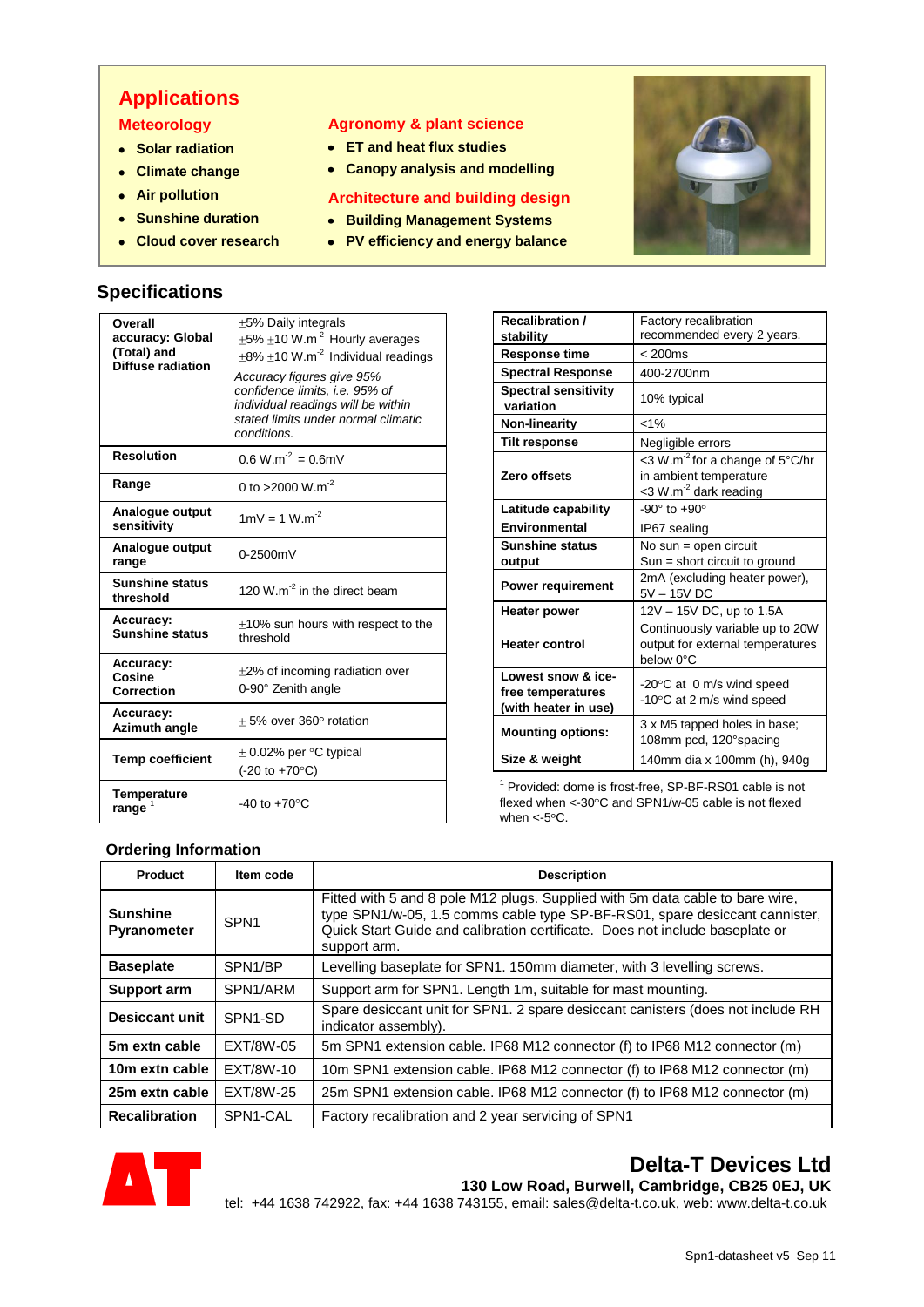## Applications

### Meteorology

- **Solar radiation**
- **Climate change**
- **Air pollution**
- **Sunshine duration**
- **Cloud cover research**

### Agronomy & plant science

- **ET and heat flux studies**
- **Canopy analysis and modelling**

### Architecture and building design

- **Building Management Systems**
- **PV efficiency and energy balance**

## Specifications

| | |
|---|---|
| **Overall accuracy: Global (Total) and Diffuse radiation** | ±5% Daily integrals<br>±5% ±10 $W.m^{-2}$ Hourly averages<br>±8% ±10 $W.m^{-2}$ Individual readings<br>*Accuracy figures give 95% confidence limits, i.e. 95% of individual readings will be within stated limits under normal climatic conditions.* |
| **Resolution** | 0.6 $W.m^{-2}$ = 0.6mV |
| **Range** | 0 to >2000 $W.m^{-2}$ |
| **Analogue output sensitivity** | 1mV = 1 $W.m^{-2}$ |
| **Analogue output range** | 0-2500mV |
| **Sunshine status threshold** | 120 $W.m^{-2}$ in the direct beam |
| **Accuracy: Sunshine status** | ±10% sun hours with respect to the threshold |
| **Accuracy: Cosine Correction** | ±2% of incoming radiation over 0-90° Zenith angle |
| **Accuracy: Azimuth angle** | ± 5% over 360° rotation |
| **Temp coefficient** | ± 0.02% per °C typical (-20 to +70°C) |
| **Temperature range** [1] | -40 to +70°C |

| | |
|---|---|
| **Recalibration / stability** | Factory recalibration recommended every 2 years. |
| **Response time** | < 200ms |
| **Spectral Response** | 400-2700nm |
| **Spectral sensitivity variation** | 10% typical |
| **Non-linearity** | <1% |
| **Tilt response** | Negligible errors |
| **Zero offsets** | <3 $W.m^{-2}$ for a change of 5°C/hr in ambient temperature<br><3 $W.m^{-2}$ dark reading |
| **Latitude capability** | -90° to +90° |
| **Environmental** | IP67 sealing |
| **Sunshine status output** | No sun = open circuit<br>Sun = short circuit to ground |
| **Power requirement** | 2mA (excluding heater power), 5V – 15V DC |
| **Heater power** | 12V – 15V DC, up to 1.5A |
| **Heater control** | Continuously variable up to 20W output for external temperatures below 0°C |
| **Lowest snow & ice-free temperatures (with heater in use)** | -20°C at 0 m/s wind speed<br>-10°C at 2 m/s wind speed |
| **Mounting options:** | 3 x M5 tapped holes in base; 108mm pcd, 120°spacing |
| **Size & weight** | 140mm dia x 100mm (h), 940g |

[1] Provided: dome is frost-free, SP-BF-RS01 cable is not flexed when <-30°C and SPN1/w-05 cable is not flexed when <-5°C.

## Ordering Information

| Product | Item code | Description |
|---|---|---|
| **Sunshine Pyranometer** | SPN1 | Fitted with 5 and 8 pole M12 plugs. Supplied with 5m data cable to bare wire, type SPN1/w-05, 1.5 comms cable type SP-BF-RS01, spare desiccant cannister, Quick Start Guide and calibration certificate. Does not include baseplate or support arm. |
| **Baseplate** | SPN1/BP | Levelling baseplate for SPN1. 150mm diameter, with 3 levelling screws. |
| **Support arm** | SPN1/ARM | Support arm for SPN1. Length 1m, suitable for mast mounting. |
| **Desiccant unit** | SPN1-SD | Spare desiccant unit for SPN1. 2 spare desiccant canisters (does not include RH indicator assembly). |
| **5m extn cable** | EXT/8W-05 | 5m SPN1 extension cable. IP68 M12 connector (f) to IP68 M12 connector (m) |
| **10m extn cable** | EXT/8W-10 | 10m SPN1 extension cable. IP68 M12 connector (f) to IP68 M12 connector (m) |
| **25m extn cable** | EXT/8W-25 | 25m SPN1 extension cable. IP68 M12 connector (f) to IP68 M12 connector (m) |
| **Recalibration** | SPN1-CAL | Factory recalibration and 2 year servicing of SPN1 |

**Delta-T Devices Ltd**

**130 Low Road, Burwell, Cambridge, CB25 0EJ, UK**

tel: +44 1638 742922, fax: +44 1638 743155, email: sales@delta-t.co.uk, web: www.delta-t.co.uk

Spn1-datasheet v5 Sep 11